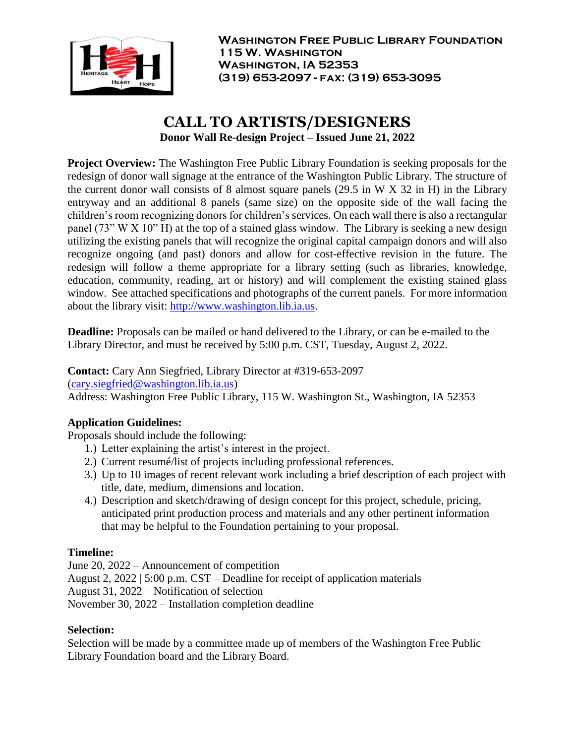**Washington Free Public Library Foundation**
**115 W. Washington**
**Washington, IA 52353**
**(319) 653-2097 - fax: (319) 653-3095**

# CALL TO ARTISTS/DESIGNERS

**Donor Wall Re-design Project – Issued June 21, 2022**

**Project Overview:** The Washington Free Public Library Foundation is seeking proposals for the redesign of donor wall signage at the entrance of the Washington Public Library. The structure of the current donor wall consists of 8 almost square panels (29.5 in W X 32 in H) in the Library entryway and an additional 8 panels (same size) on the opposite side of the wall facing the children's room recognizing donors for children's services. On each wall there is also a rectangular panel (73" W X 10" H) at the top of a stained glass window. The Library is seeking a new design utilizing the existing panels that will recognize the original capital campaign donors and will also recognize ongoing (and past) donors and allow for cost-effective revision in the future. The redesign will follow a theme appropriate for a library setting (such as libraries, knowledge, education, community, reading, art or history) and will complement the existing stained glass window. See attached specifications and photographs of the current panels. For more information about the library visit: http://www.washington.lib.ia.us.

**Deadline:** Proposals can be mailed or hand delivered to the Library, or can be e-mailed to the Library Director, and must be received by 5:00 p.m. CST, Tuesday, August 2, 2022.

**Contact:** Cary Ann Siegfried, Library Director at #319-653-2097 (cary.siegfried@washington.lib.ia.us)
Address: Washington Free Public Library, 115 W. Washington St., Washington, IA 52353

**Application Guidelines:**
Proposals should include the following:

1.) Letter explaining the artist's interest in the project.
2.) Current resumé/list of projects including professional references.
3.) Up to 10 images of recent relevant work including a brief description of each project with title, date, medium, dimensions and location.
4.) Description and sketch/drawing of design concept for this project, schedule, pricing, anticipated print production process and materials and any other pertinent information that may be helpful to the Foundation pertaining to your proposal.

**Timeline:**
June 20, 2022 – Announcement of competition
August 2, 2022 | 5:00 p.m. CST – Deadline for receipt of application materials
August 31, 2022 – Notification of selection
November 30, 2022 – Installation completion deadline

**Selection:**
Selection will be made by a committee made up of members of the Washington Free Public Library Foundation board and the Library Board.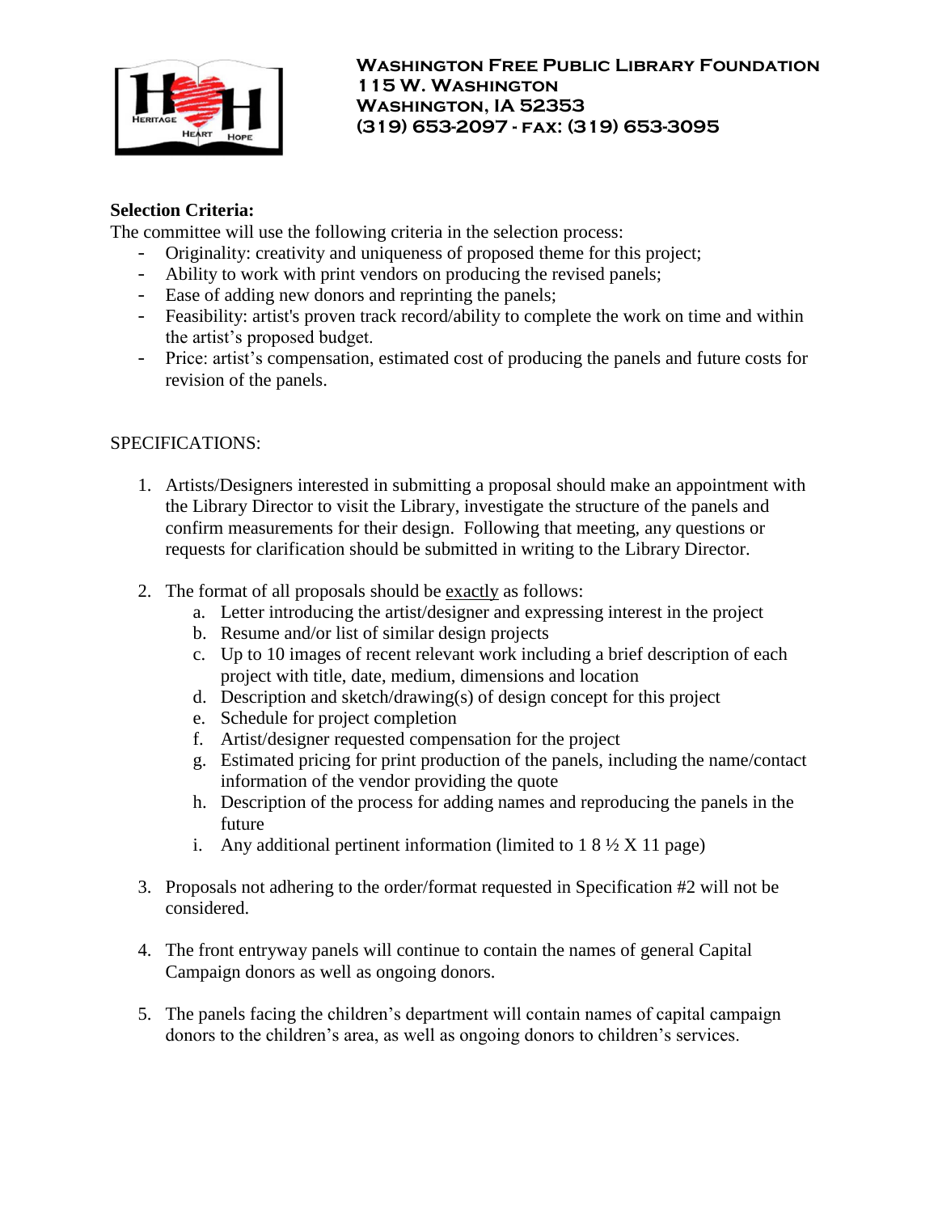**Washington Free Public Library Foundation**
**115 W. Washington**
**Washington, IA 52353**
**(319) 653-2097 - fax: (319) 653-3095**

**Selection Criteria:**

The committee will use the following criteria in the selection process:

- Originality: creativity and uniqueness of proposed theme for this project;
- Ability to work with print vendors on producing the revised panels;
- Ease of adding new donors and reprinting the panels;
- Feasibility: artist's proven track record/ability to complete the work on time and within the artist's proposed budget.
- Price: artist's compensation, estimated cost of producing the panels and future costs for revision of the panels.

SPECIFICATIONS:

1. Artists/Designers interested in submitting a proposal should make an appointment with the Library Director to visit the Library, investigate the structure of the panels and confirm measurements for their design. Following that meeting, any questions or requests for clarification should be submitted in writing to the Library Director.

2. The format of all proposals should be exactly as follows:
   a. Letter introducing the artist/designer and expressing interest in the project
   b. Resume and/or list of similar design projects
   c. Up to 10 images of recent relevant work including a brief description of each project with title, date, medium, dimensions and location
   d. Description and sketch/drawing(s) of design concept for this project
   e. Schedule for project completion
   f. Artist/designer requested compensation for the project
   g. Estimated pricing for print production of the panels, including the name/contact information of the vendor providing the quote
   h. Description of the process for adding names and reproducing the panels in the future
   i. Any additional pertinent information (limited to 1 8 ½ X 11 page)

3. Proposals not adhering to the order/format requested in Specification #2 will not be considered.

4. The front entryway panels will continue to contain the names of general Capital Campaign donors as well as ongoing donors.

5. The panels facing the children's department will contain names of capital campaign donors to the children's area, as well as ongoing donors to children's services.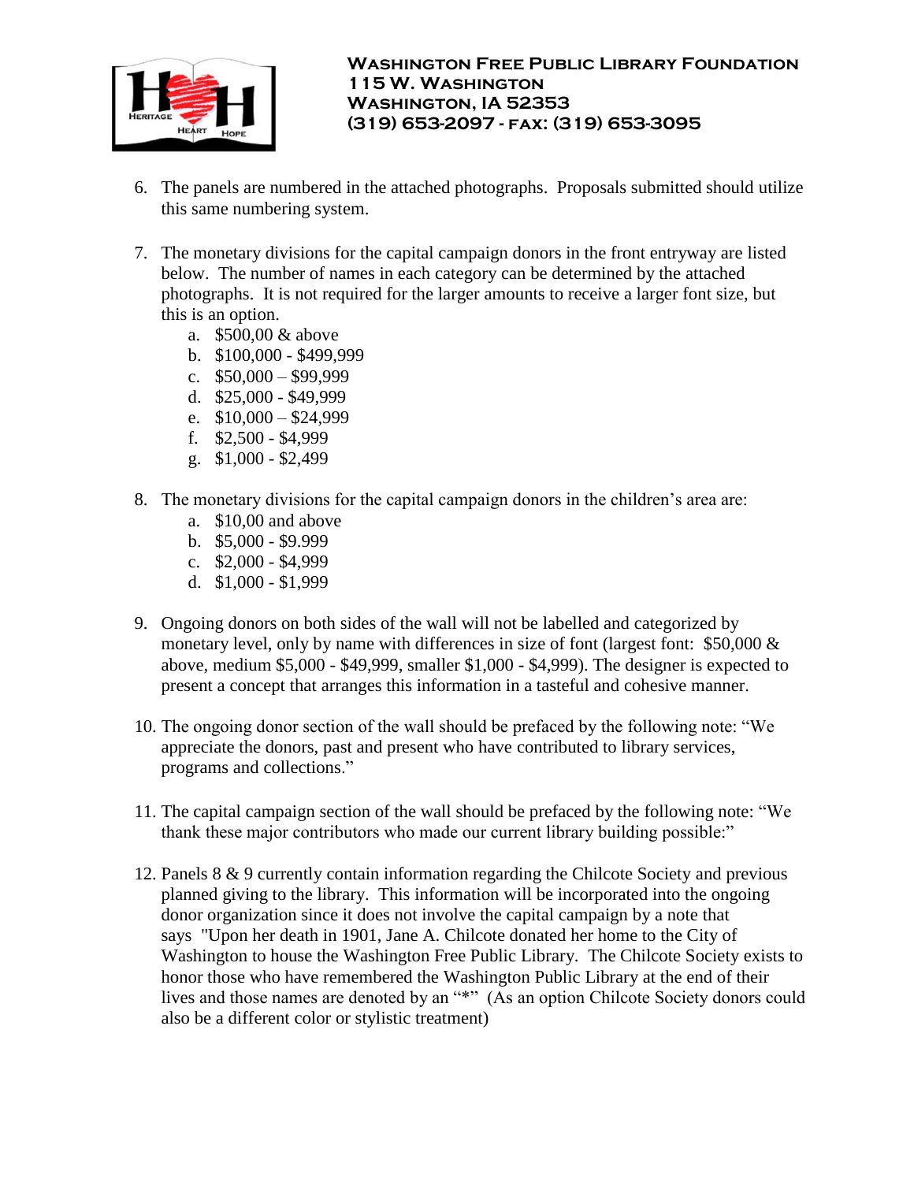**Washington Free Public Library Foundation**
**115 W. Washington**
**Washington, IA 52353**
**(319) 653-2097 - fax: (319) 653-3095**

6. The panels are numbered in the attached photographs. Proposals submitted should utilize this same numbering system.

7. The monetary divisions for the capital campaign donors in the front entryway are listed below. The number of names in each category can be determined by the attached photographs. It is not required for the larger amounts to receive a larger font size, but this is an option.
   a. $500,00 & above
   b. $100,000 - $499,999
   c. $50,000 – $99,999
   d. $25,000 - $49,999
   e. $10,000 – $24,999
   f. $2,500 - $4,999
   g. $1,000 - $2,499

8. The monetary divisions for the capital campaign donors in the children's area are:
   a. $10,00 and above
   b. $5,000 - $9.999
   c. $2,000 - $4,999
   d. $1,000 - $1,999

9. Ongoing donors on both sides of the wall will not be labelled and categorized by monetary level, only by name with differences in size of font (largest font: $50,000 & above, medium $5,000 - $49,999, smaller $1,000 - $4,999). The designer is expected to present a concept that arranges this information in a tasteful and cohesive manner.

10. The ongoing donor section of the wall should be prefaced by the following note: "We appreciate the donors, past and present who have contributed to library services, programs and collections."

11. The capital campaign section of the wall should be prefaced by the following note: "We thank these major contributors who made our current library building possible:"

12. Panels 8 & 9 currently contain information regarding the Chilcote Society and previous planned giving to the library. This information will be incorporated into the ongoing donor organization since it does not involve the capital campaign by a note that says "Upon her death in 1901, Jane A. Chilcote donated her home to the City of Washington to house the Washington Free Public Library. The Chilcote Society exists to honor those who have remembered the Washington Public Library at the end of their lives and those names are denoted by an "*" (As an option Chilcote Society donors could also be a different color or stylistic treatment)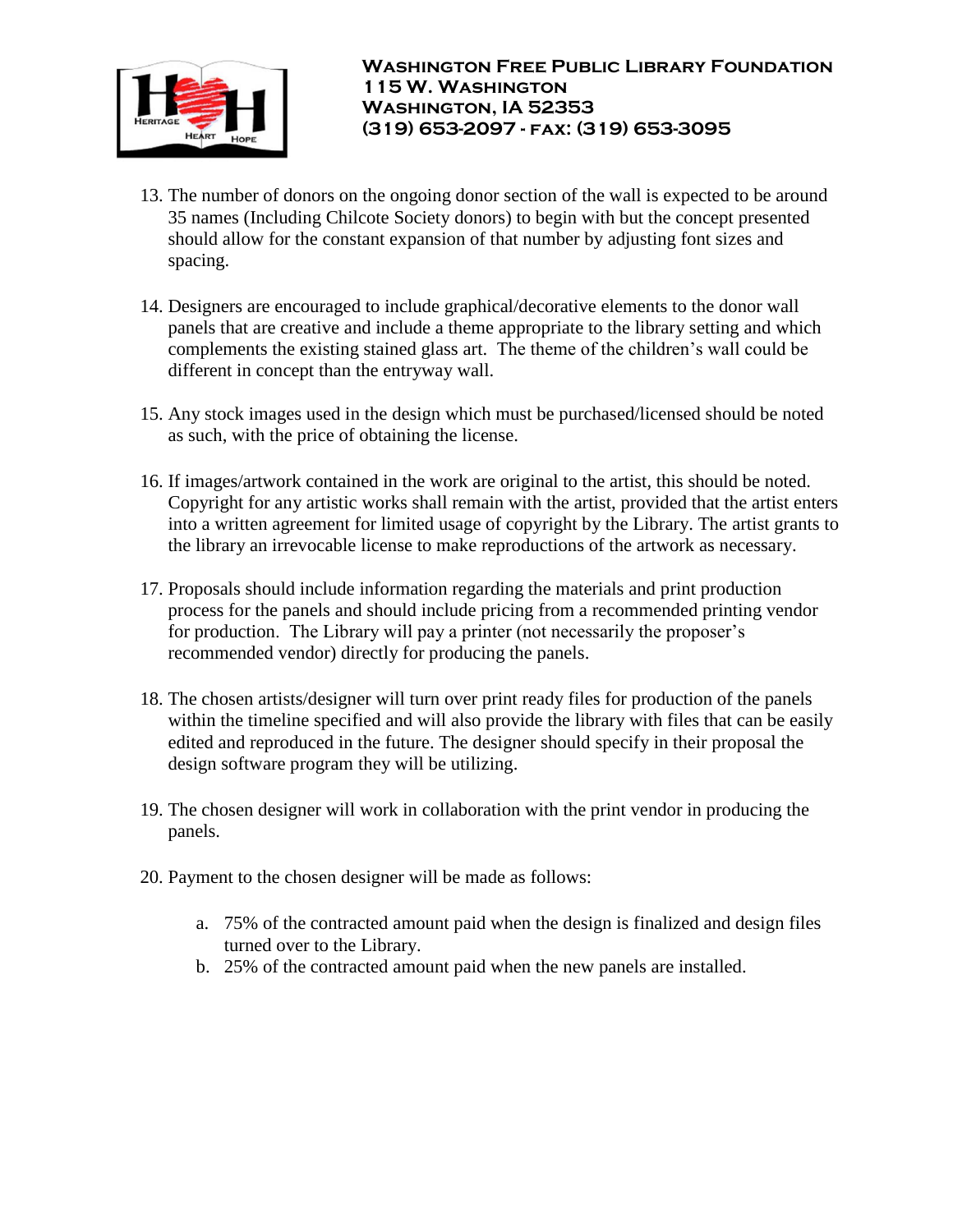13. The number of donors on the ongoing donor section of the wall is expected to be around 35 names (Including Chilcote Society donors) to begin with but the concept presented should allow for the constant expansion of that number by adjusting font sizes and spacing.

14. Designers are encouraged to include graphical/decorative elements to the donor wall panels that are creative and include a theme appropriate to the library setting and which complements the existing stained glass art. The theme of the children's wall could be different in concept than the entryway wall.

15. Any stock images used in the design which must be purchased/licensed should be noted as such, with the price of obtaining the license.

16. If images/artwork contained in the work are original to the artist, this should be noted. Copyright for any artistic works shall remain with the artist, provided that the artist enters into a written agreement for limited usage of copyright by the Library. The artist grants to the library an irrevocable license to make reproductions of the artwork as necessary.

17. Proposals should include information regarding the materials and print production process for the panels and should include pricing from a recommended printing vendor for production. The Library will pay a printer (not necessarily the proposer's recommended vendor) directly for producing the panels.

18. The chosen artists/designer will turn over print ready files for production of the panels within the timeline specified and will also provide the library with files that can be easily edited and reproduced in the future. The designer should specify in their proposal the design software program they will be utilizing.

19. The chosen designer will work in collaboration with the print vendor in producing the panels.

20. Payment to the chosen designer will be made as follows:

    a. 75% of the contracted amount paid when the design is finalized and design files turned over to the Library.
    b. 25% of the contracted amount paid when the new panels are installed.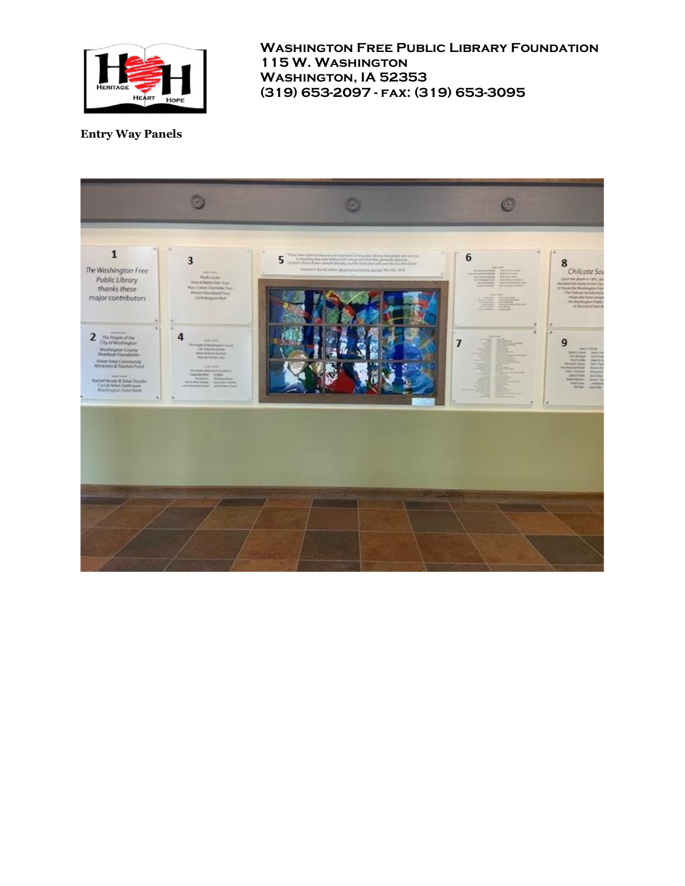**Washington Free Public Library Foundation**
**115 W. Washington**
**Washington, IA 52353**
**(319) 653-2097 - fax: (319) 653-3095**

**Entry Way Panels**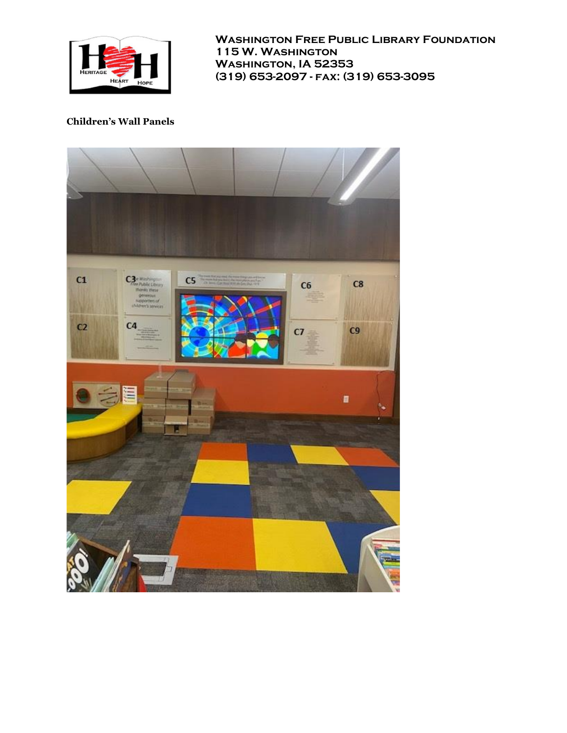**Washington Free Public Library Foundation**
**115 W. Washington**
**Washington, IA 52353**
**(319) 653-2097 - fax: (319) 653-3095**

**Children's Wall Panels**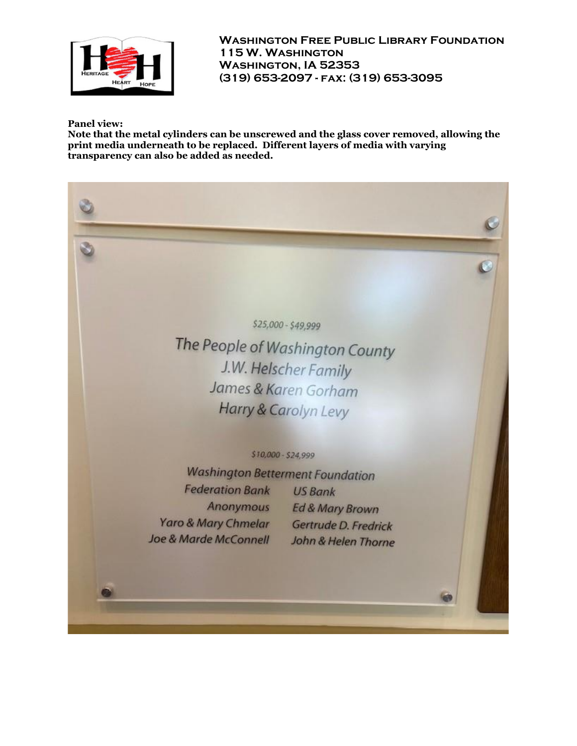**Washington Free Public Library Foundation**
**115 W. Washington**
**Washington, IA 52353**
**(319) 653-2097 - fax: (319) 653-3095**

**Panel view:**
**Note that the metal cylinders can be unscrewed and the glass cover removed, allowing the print media underneath to be replaced. Different layers of media with varying transparency can also be added as needed.**

$25,000 - $49,999

The People of Washington County
J.W. Helscher Family
James & Karen Gorham
Harry & Carolyn Levy

$10,000 - $24,999

Washington Betterment Foundation
Federation Bank
US Bank
Anonymous
Ed & Mary Brown
Yaro & Mary Chmelar
Gertrude D. Fredrick
Joe & Marde McConnell
John & Helen Thorne